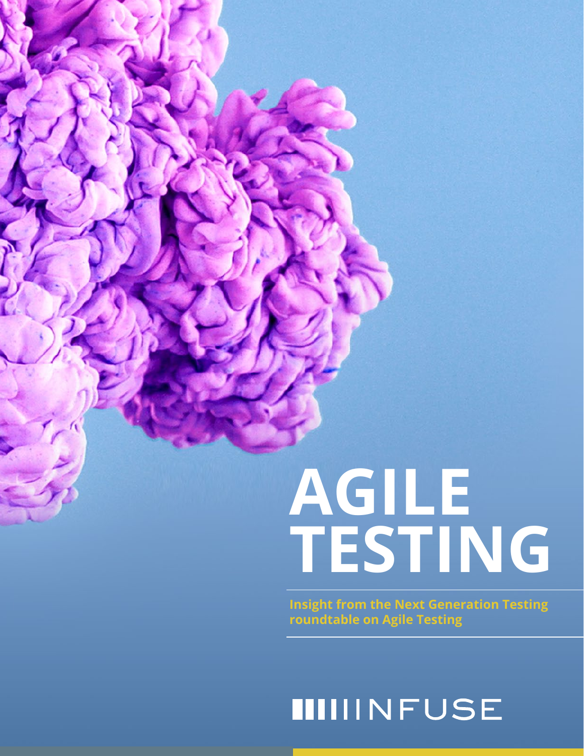# AGILE TESTING

**Insight from the Next Generation Testing roundtable on Agile Testing**

INFUSE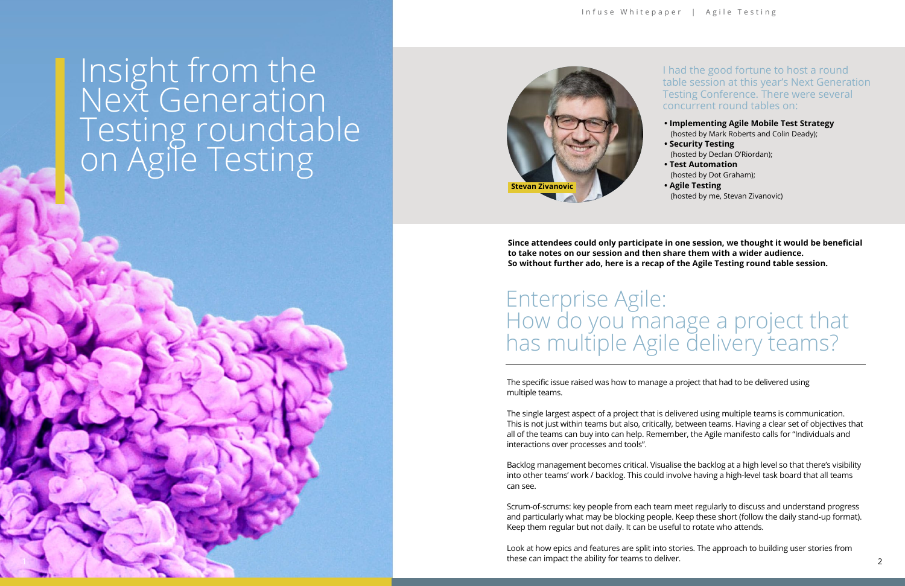# Insight from the Next Generation Testing roundtable on Agile Testing

Stevan Zivanovic

I had the good fortune to host a round table session at this year's Next Generation Testing Conference. There were several concurrent round tables on:

- **Implementing Agile Mobile Test Strategy** (hosted by Mark Roberts and Colin Deady);
- **Security Testing** (hosted by Declan O'Riordan);
- **Test Automation** (hosted by Dot Graham);
- **Agile Testing** (hosted by me, Stevan Zivanovic)

**Since attendees could only participate in one session, we thought it would be beneficial to take notes on our session and then share them with a wider audience. So without further ado, here is a recap of the Agile Testing round table session.**

## Enterprise Agile: How do you manage a project that has multiple Agile delivery teams?

The specific issue raised was how to manage a project that had to be delivered using multiple teams.

The single largest aspect of a project that is delivered using multiple teams is communication. This is not just within teams but also, critically, between teams. Having a clear set of objectives that all of the teams can buy into can help. Remember, the Agile manifesto calls for "Individuals and interactions over processes and tools".

Backlog management becomes critical. Visualise the backlog at a high level so that there's visibility into other teams' work / backlog. This could involve having a high-level task board that all teams can see.

Scrum-of-scrums: key people from each team meet regularly to discuss and understand progress and particularly what may be blocking people. Keep these short (follow the daily stand-up format). Keep them regular but not daily. It can be useful to rotate who attends.

Look at how epics and features are split into stories. The approach to building user stories from these can impact the ability for teams to deliver.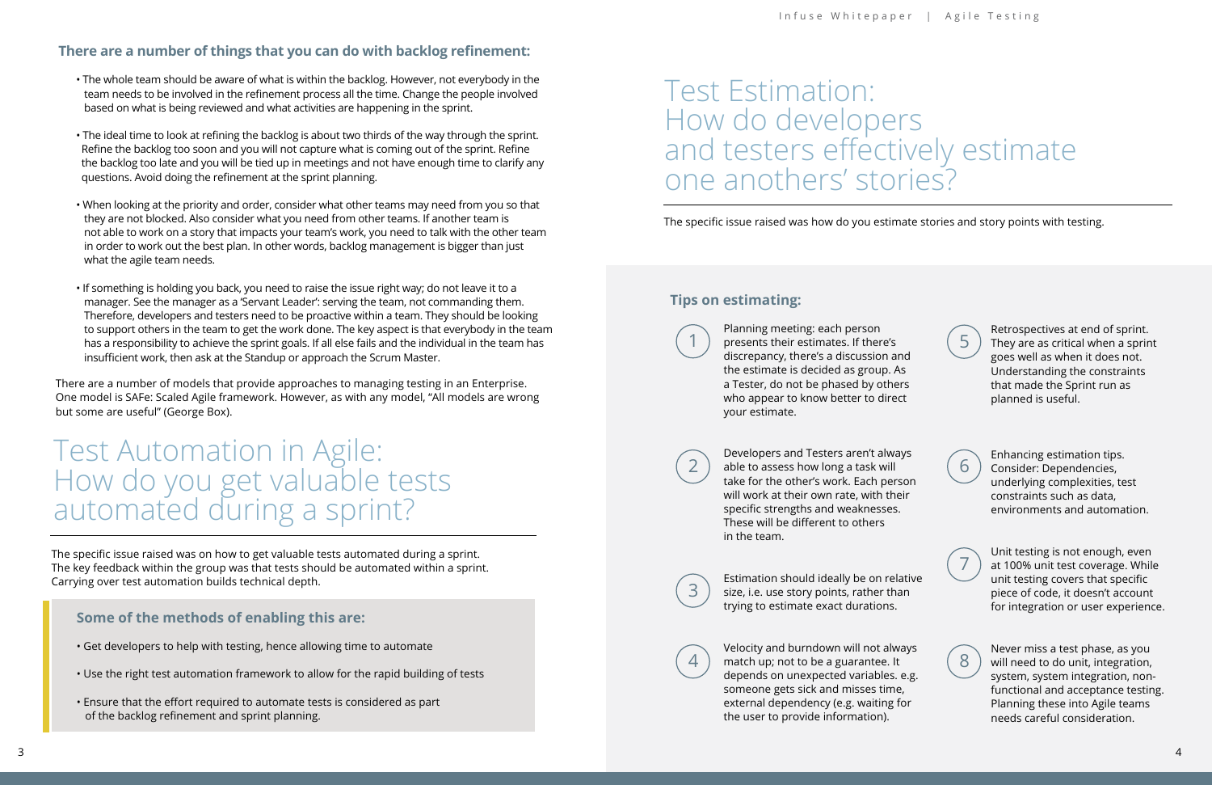### There are a number of things that you can do with backlog refinement:

- The whole team should be aware of what is within the backlog. However, not everybody in the team needs to be involved in the refinement process all the time. Change the people involved based on what is being reviewed and what activities are happening in the sprint.
- The ideal time to look at refining the backlog is about two thirds of the way through the sprint. Refine the backlog too soon and you will not capture what is coming out of the sprint. Refine the backlog too late and you will be tied up in meetings and not have enough time to clarify any questions. Avoid doing the refinement at the sprint planning.
- When looking at the priority and order, consider what other teams may need from you so that they are not blocked. Also consider what you need from other teams. If another team is not able to work on a story that impacts your team's work, you need to talk with the other team in order to work out the best plan. In other words, backlog management is bigger than just what the agile team needs.
- If something is holding you back, you need to raise the issue right way; do not leave it to a manager. See the manager as a 'Servant Leader': serving the team, not commanding them. Therefore, developers and testers need to be proactive within a team. They should be looking to support others in the team to get the work done. The key aspect is that everybody in the team has a responsibility to achieve the sprint goals. If all else fails and the individual in the team has insufficient work, then ask at the Standup or approach the Scrum Master.

There are a number of models that provide approaches to managing testing in an Enterprise. One model is SAFe: Scaled Agile framework. However, as with any model, "All models are wrong but some are useful" (George Box).

# Test Automation in Agile: How do you get valuable tests automated during a sprint?

The specific issue raised was on how to get valuable tests automated during a sprint. The key feedback within the group was that tests should be automated within a sprint. Carrying over test automation builds technical depth.

### Some of the methods of enabling this are:

- Get developers to help with testing, hence allowing time to automate
- Use the right test automation framework to allow for the rapid building of tests
- Ensure that the effort required to automate tests is considered as part of the backlog refinement and sprint planning.

# Test Estimation: How do developers and testers effectively estimate one anothers' stories?

The specific issue raised was how do you estimate stories and story points with testing.

### Tips on estimating:

1. Planning meeting: each person presents their estimates. If there's discrepancy, there's a discussion and the estimate is decided as group. As a Tester, do not be phased by others who appear to know better to direct your estimate.
2. Developers and Testers aren't always able to assess how long a task will take for the other's work. Each person will work at their own rate, with their specific strengths and weaknesses. These will be different to others in the team.
3. Estimation should ideally be on relative size, i.e. use story points, rather than trying to estimate exact durations.
4. Velocity and burndown will not always match up; not to be a guarantee. It depends on unexpected variables. e.g. someone gets sick and misses time, external dependency (e.g. waiting for the user to provide information).
5. Retrospectives at end of sprint. They are as critical when a sprint goes well as when it does not. Understanding the constraints that made the Sprint run as planned is useful.
6. Enhancing estimation tips. Consider: Dependencies, underlying complexities, test constraints such as data, environments and automation.
7. Unit testing is not enough, even at 100% unit test coverage. While unit testing covers that specific piece of code, it doesn't account for integration or user experience.
8. Never miss a test phase, as you will need to do unit, integration, system, system integration, non-functional and acceptance testing. Planning these into Agile teams needs careful consideration.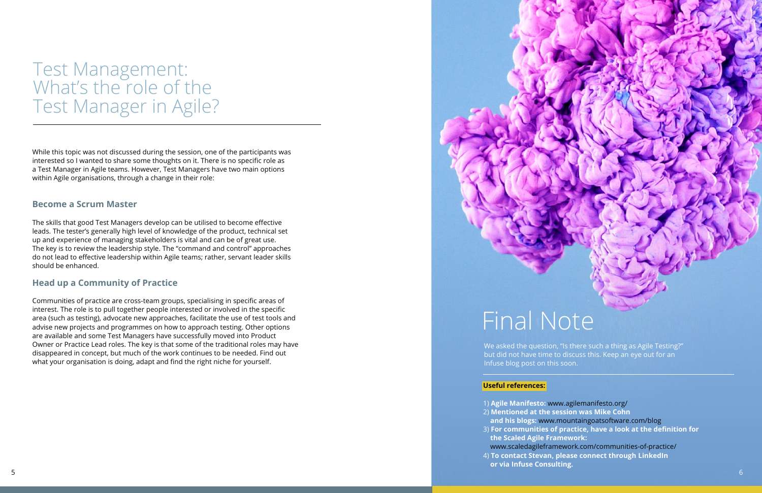# Test Management: What's the role of the Test Manager in Agile?

While this topic was not discussed during the session, one of the participants was interested so I wanted to share some thoughts on it. There is no specific role as a Test Manager in Agile teams. However, Test Managers have two main options within Agile organisations, through a change in their role:

### Become a Scrum Master

The skills that good Test Managers develop can be utilised to become effective leads. The tester's generally high level of knowledge of the product, technical set up and experience of managing stakeholders is vital and can be of great use. The key is to review the leadership style. The "command and control" approaches do not lead to effective leadership within Agile teams; rather, servant leader skills should be enhanced.

### Head up a Community of Practice

Communities of practice are cross-team groups, specialising in specific areas of interest. The role is to pull together people interested or involved in the specific area (such as testing), advocate new approaches, facilitate the use of test tools and advise new projects and programmes on how to approach testing. Other options are available and some Test Managers have successfully moved into Product Owner or Practice Lead roles. The key is that some of the traditional roles may have disappeared in concept, but much of the work continues to be needed. Find out what your organisation is doing, adapt and find the right niche for yourself.

# Final Note

We asked the question, "Is there such a thing as Agile Testing?" but did not have time to discuss this. Keep an eye out for an Infuse blog post on this soon.

**Useful references:**

1) **Agile Manifesto:** www.agilemanifesto.org/
2) **Mentioned at the session was Mike Cohn and his blogs:** www.mountaingoatsoftware.com/blog
3) **For communities of practice, have a look at the definition for the Scaled Agile Framework:** www.scaledagileframework.com/communities-of-practice/
4) **To contact Stevan, please connect through LinkedIn or via Infuse Consulting.**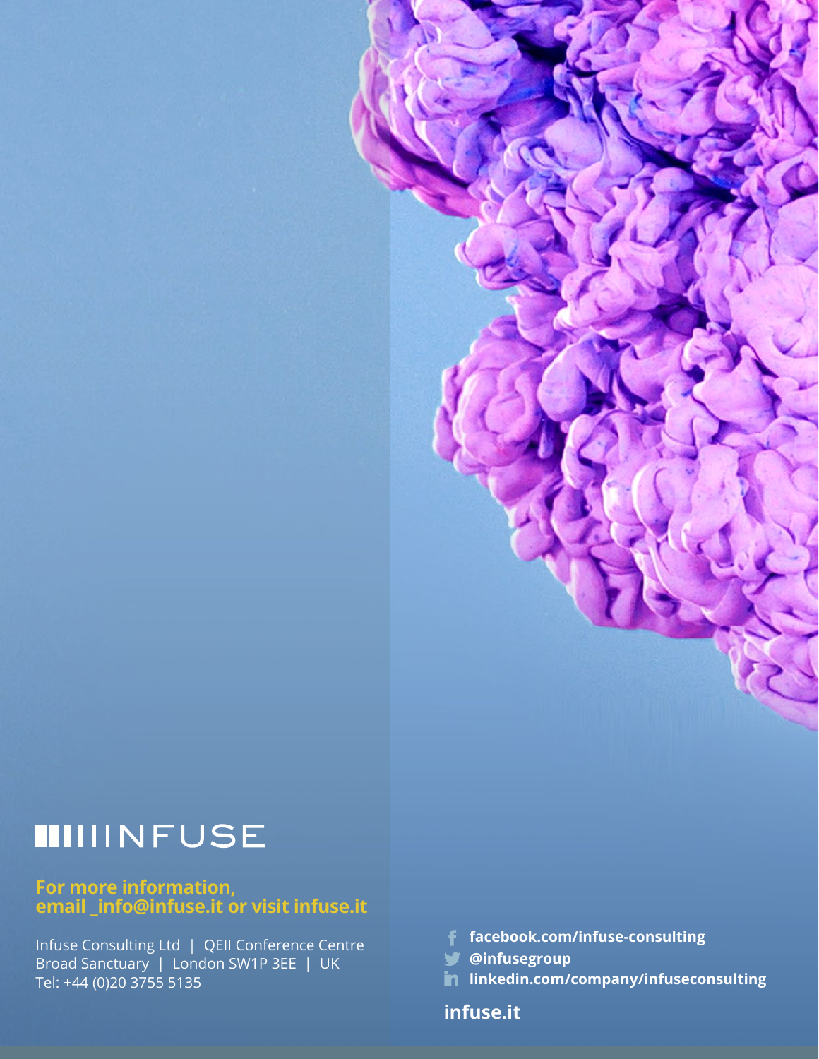IIIIINFUSE

**For more information, email _info@infuse.it or visit infuse.it**

Infuse Consulting Ltd | QEII Conference Centre
Broad Sanctuary | London SW1P 3EE | UK
Tel: +44 (0)20 3755 5135

**facebook.com/infuse-consulting**
**@infusegroup**
**linkedin.com/company/infuseconsulting**

**infuse.it**